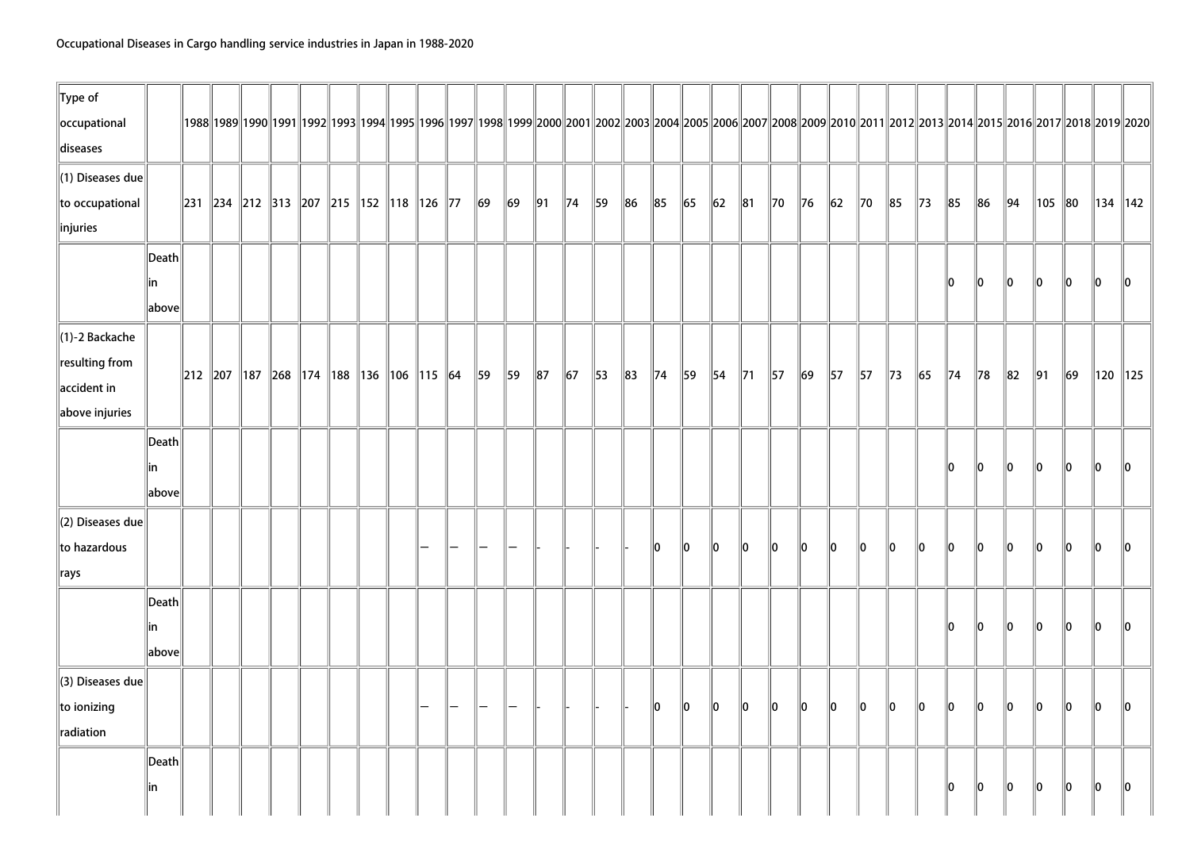Occupational Diseases in Cargo handling service industries in Japan in 1988-2020

| Type of occupational diseases | | 1988 | 1989 | 1990 | 1991 | 1992 | 1993 | 1994 | 1995 | 1996 | 1997 | 1998 | 1999 | 2000 | 2001 | 2002 | 2003 | 2004 | 2005 | 2006 | 2007 | 2008 | 2009 | 2010 | 2011 | 2012 | 2013 | 2014 | 2015 | 2016 | 2017 | 2018 | 2019 | 2020 |
|---|---|---|---|---|---|---|---|---|---|---|---|---|---|---|---|---|---|---|---|---|---|---|---|---|---|---|---|---|---|---|---|---|---|---|
| (1) Diseases due to occupational injuries | | 231 | 234 | 212 | 313 | 207 | 215 | 152 | 118 | 126 | 77 | 69 | 69 | 91 | 74 | 59 | 86 | 85 | 65 | 62 | 81 | 70 | 76 | 62 | 70 | 85 | 73 | 85 | 86 | 94 | 105 | 80 | 134 | 142 |
| | Death in above | | | | | | | | | | | | | | | | | | | | | | | | | | | 0 | 0 | 0 | 0 | 0 | 0 | 0 |
| (1)-2 Backache resulting from accident in above injuries | | 212 | 207 | 187 | 268 | 174 | 188 | 136 | 106 | 115 | 64 | 59 | 59 | 87 | 67 | 53 | 83 | 74 | 59 | 54 | 71 | 57 | 69 | 57 | 57 | 73 | 65 | 74 | 78 | 82 | 91 | 69 | 120 | 125 |
| | Death in above | | | | | | | | | | | | | | | | | | | | | | | | | | | 0 | 0 | 0 | 0 | 0 | 0 | 0 |
| (2) Diseases due to hazardous rays | | | | | | | | | | — | — | — | — | - | - | - | - | 0 | 0 | 0 | 0 | 0 | 0 | 0 | 0 | 0 | 0 | 0 | 0 | 0 | 0 | 0 | 0 | 0 |
| | Death in above | | | | | | | | | | | | | | | | | | | | | | | | | | | 0 | 0 | 0 | 0 | 0 | 0 | 0 |
| (3) Diseases due to ionizing radiation | | | | | | | | | | — | — | — | — | - | - | - | - | 0 | 0 | 0 | 0 | 0 | 0 | 0 | 0 | 0 | 0 | 0 | 0 | 0 | 0 | 0 | 0 | 0 |
| | Death in | | | | | | | | | | | | | | | | | | | | | | | | | | | 0 | 0 | 0 | 0 | 0 | 0 | 0 |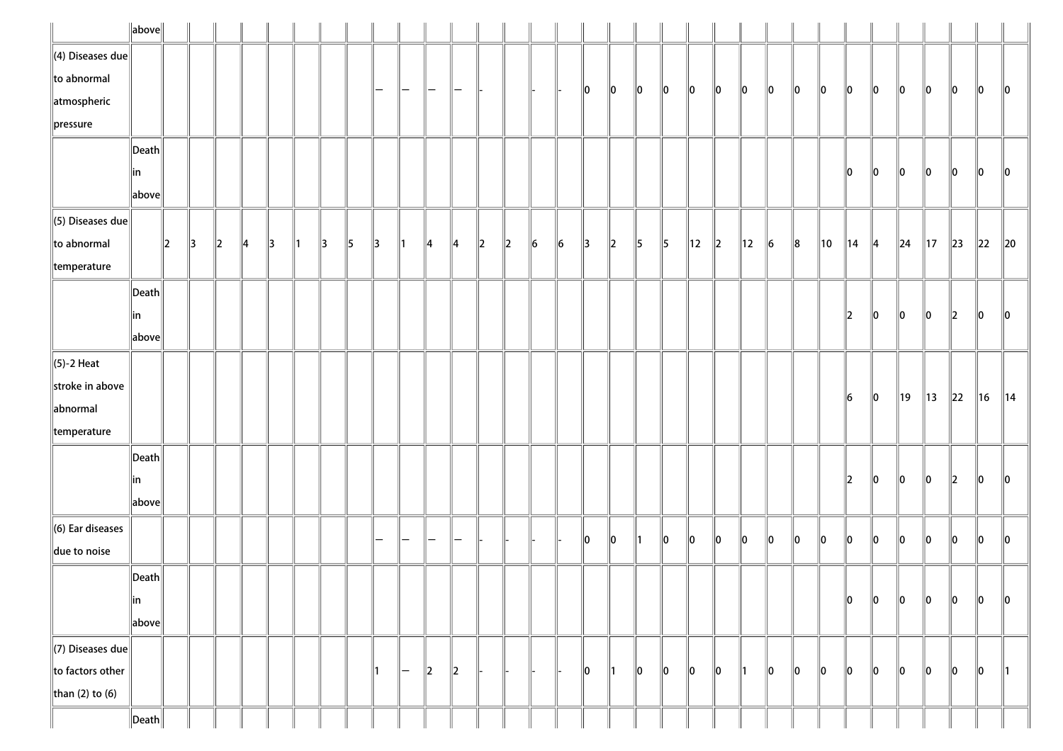| | | | | | | | | | | | | | | | | | | | | | | | | | | | | | | | | | | |
|---|---|---|---|---|---|---|---|---|---|---|---|---|---|---|---|---|---|---|---|---|---|---|---|---|---|---|---|---|---|---|---|---|---|---|
| | above | | | | | | | | | | | | | | | | | | | | | | | | | | | | | | | | | |
| (4) Diseases due to abnormal atmospheric pressure | | | | | | | | | | — | — | — | — | - | | - | - | 0 | 0 | 0 | 0 | 0 | 0 | 0 | 0 | 0 | 0 | 0 | 0 | 0 | 0 | 0 | 0 | 0 |
| | Death in above | | | | | | | | | | | | | | | | | | | | | | | | | | | | 0 | 0 | 0 | 0 | 0 | 0 | 0 |
| (5) Diseases due to abnormal temperature | | 2 | 3 | 2 | 4 | 3 | 1 | 3 | 5 | 3 | 1 | 4 | 4 | 2 | 2 | 6 | 6 | 3 | 2 | 5 | 5 | 12 | 2 | 12 | 6 | 8 | 10 | 14 | 4 | 24 | 17 | 23 | 22 | 20 |
| | Death in above | | | | | | | | | | | | | | | | | | | | | | | | | | | 2 | 0 | 0 | 0 | 2 | 0 | 0 |
| (5)-2 Heat stroke in above abnormal temperature | | | | | | | | | | | | | | | | | | | | | | | | | | | | 6 | 0 | 19 | 13 | 22 | 16 | 14 |
| | Death in above | | | | | | | | | | | | | | | | | | | | | | | | | | | 2 | 0 | 0 | 0 | 2 | 0 | 0 |
| (6) Ear diseases due to noise | | | | | | | | | | — | — | — | — | - | - | - | - | 0 | 0 | 1 | 0 | 0 | 0 | 0 | 0 | 0 | 0 | 0 | 0 | 0 | 0 | 0 | 0 | 0 |
| | Death in above | | | | | | | | | | | | | | | | | | | | | | | | | | | 0 | 0 | 0 | 0 | 0 | 0 | 0 |
| (7) Diseases due to factors other than (2) to (6) | | | | | | | | | | 1 | — | 2 | 2 | - | - | - | - | 0 | 1 | 0 | 0 | 0 | 0 | 1 | 0 | 0 | 0 | 0 | 0 | 0 | 0 | 0 | 0 | 1 |
| | Death | | | | | | | | | | | | | | | | | | | | | | | | | | | | | | | | | |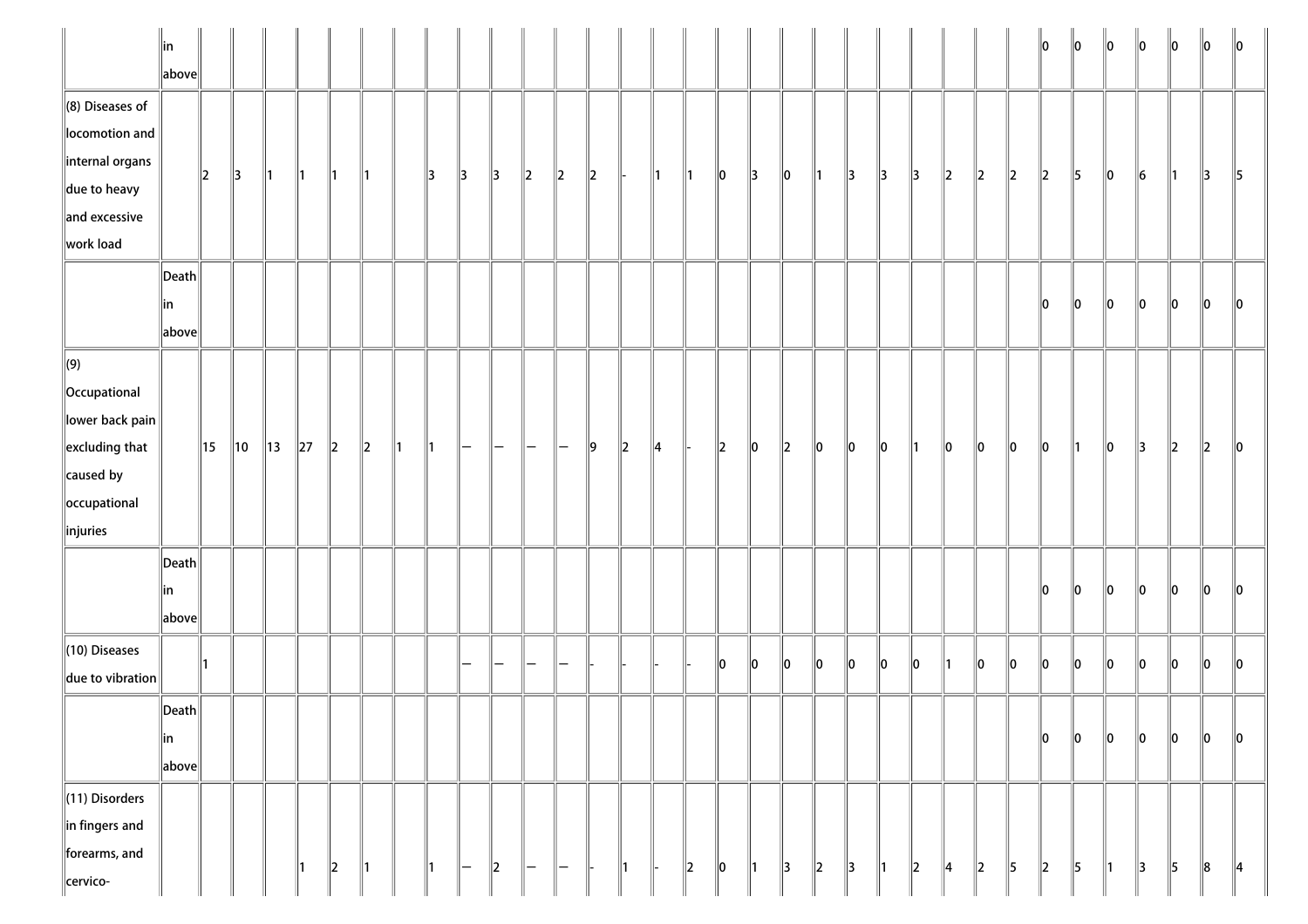| | in above | | | | | | | | | | | | | | | | | | | | | | | | | | 0 | 0 | 0 | 0 | 0 | 0 | 0 |
|---|---|---|---|---|---|---|---|---|---|---|---|---|---|---|---|---|---|---|---|---|---|---|---|---|---|---|---|---|---|---|---|---|---|
| (8) Diseases of locomotion and internal organs due to heavy and excessive work load | | 2 | 3 | 1 | 1 | 1 | 1 | | 3 | 3 | 3 | 2 | 2 | 2 | - | 1 | 1 | 0 | 3 | 0 | 1 | 3 | 3 | 3 | 2 | 2 | 2 | 2 | 5 | 0 | 6 | 1 | 3 | 5 |
| | Death in above | | | | | | | | | | | | | | | | | | | | | | | | | | | 0 | 0 | 0 | 0 | 0 | 0 | 0 |
| (9) Occupational lower back pain excluding that caused by occupational injuries | | 15 | 10 | 13 | 27 | 2 | 2 | 1 | 1 | — | — | — | — | 9 | 2 | 4 | - | 2 | 0 | 2 | 0 | 0 | 0 | 1 | 0 | 0 | 0 | 0 | 1 | 0 | 3 | 2 | 2 | 0 |
| | Death in above | | | | | | | | | | | | | | | | | | | | | | | | | | | 0 | 0 | 0 | 0 | 0 | 0 | 0 |
| (10) Diseases due to vibration | | 1 | | | | | | | | — | — | — | — | - | - | - | - | 0 | 0 | 0 | 0 | 0 | 0 | 0 | 1 | 0 | 0 | 0 | 0 | 0 | 0 | 0 | 0 | 0 |
| | Death in above | | | | | | | | | | | | | | | | | | | | | | | | | | | 0 | 0 | 0 | 0 | 0 | 0 | 0 |
| (11) Disorders in fingers and forearms, and cervico- | | | | | 1 | 2 | 1 | | 1 | — | 2 | — | — | - | 1 | - | 2 | 0 | 1 | 3 | 2 | 3 | 1 | 2 | 4 | 2 | 5 | 2 | 5 | 1 | 3 | 5 | 8 | 4 |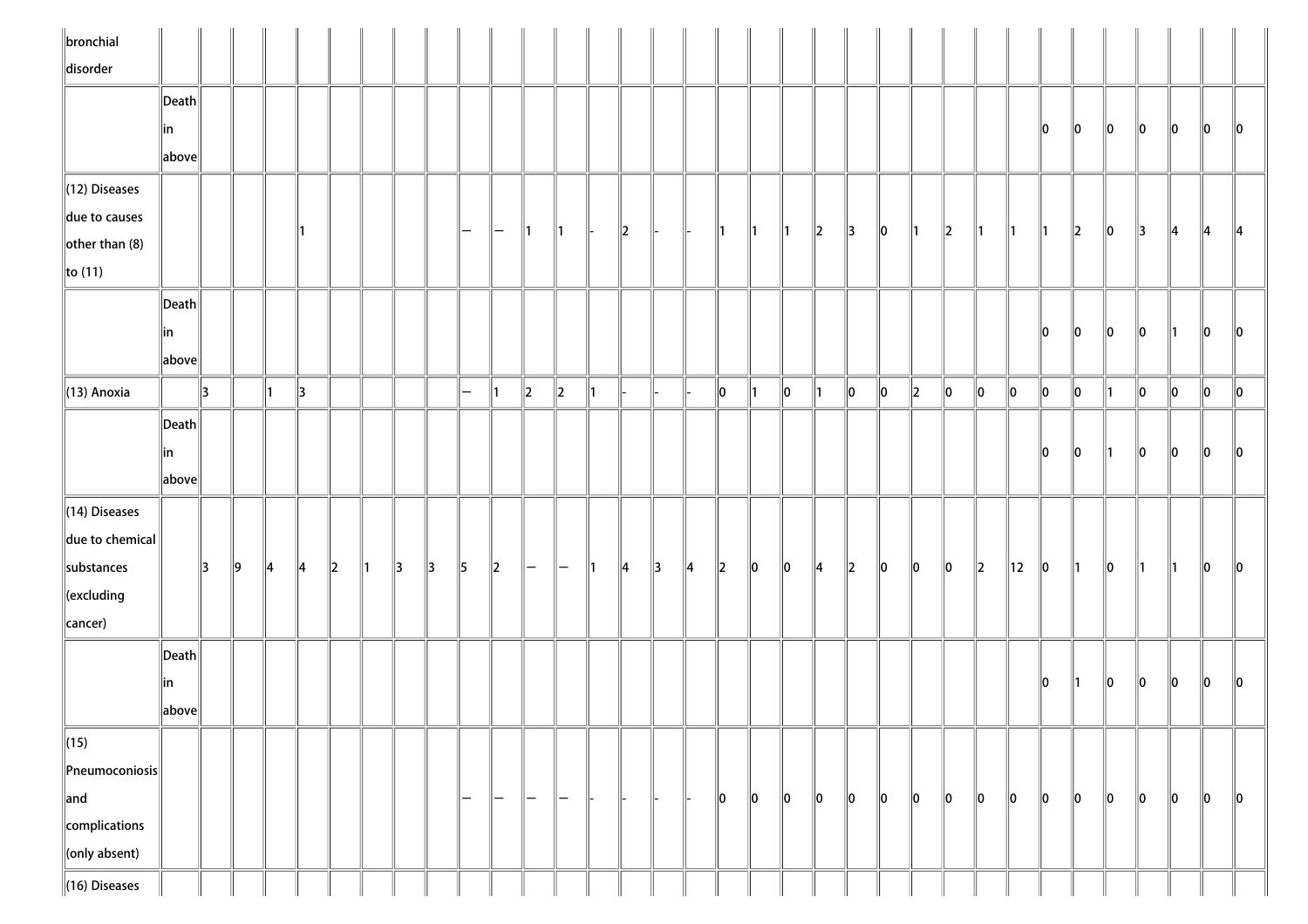| | | | | | | | | | | | | | | | | | | | | | | | | | | | | | | | | | |
|---|---|---|---|---|---|---|---|---|---|---|---|---|---|---|---|---|---|---|---|---|---|---|---|---|---|---|---|---|---|---|---|---|---|
| bronchial disorder | | | | | | | | | | | | | | | | | | | | | | | | | | | | | | | | | |
| | Death in above | | | | | | | | | | | | | | | | | | | | | | | | | | 0 | 0 | 0 | 0 | 0 | 0 | 0 |
| (12) Diseases due to causes other than (8) to (11) | | | | | 1 | | | | | — | — | 1 | 1 | - | 2 | - | - | 1 | 1 | 1 | 2 | 3 | 0 | 1 | 2 | 1 | 1 | 1 | 2 | 0 | 3 | 4 | 4 | 4 |
| | Death in above | | | | | | | | | | | | | | | | | | | | | | | | | | 0 | 0 | 0 | 0 | 1 | 0 | 0 |
| (13) Anoxia | | 3 | | 1 | 3 | | | | | — | 1 | 2 | 2 | 1 | - | - | - | 0 | 1 | 0 | 1 | 0 | 0 | 2 | 0 | 0 | 0 | 0 | 0 | 1 | 0 | 0 | 0 | 0 |
| | Death in above | | | | | | | | | | | | | | | | | | | | | | | | | | 0 | 0 | 1 | 0 | 0 | 0 | 0 |
| (14) Diseases due to chemical substances (excluding cancer) | | 3 | 9 | 4 | 4 | 2 | 1 | 3 | 3 | 5 | 2 | — | — | 1 | 4 | 3 | 4 | 2 | 0 | 0 | 4 | 2 | 0 | 0 | 0 | 2 | 12 | 0 | 1 | 0 | 1 | 1 | 0 | 0 |
| | Death in above | | | | | | | | | | | | | | | | | | | | | | | | | | 0 | 1 | 0 | 0 | 0 | 0 | 0 |
| (15) Pneumoconiosis and complications (only absent) | | | | | | | | | | — | — | — | — | - | - | - | - | 0 | 0 | 0 | 0 | 0 | 0 | 0 | 0 | 0 | 0 | 0 | 0 | 0 | 0 | 0 | 0 | 0 |
| (16) Diseases | | | | | | | | | | | | | | | | | | | | | | | | | | | | | | | | | |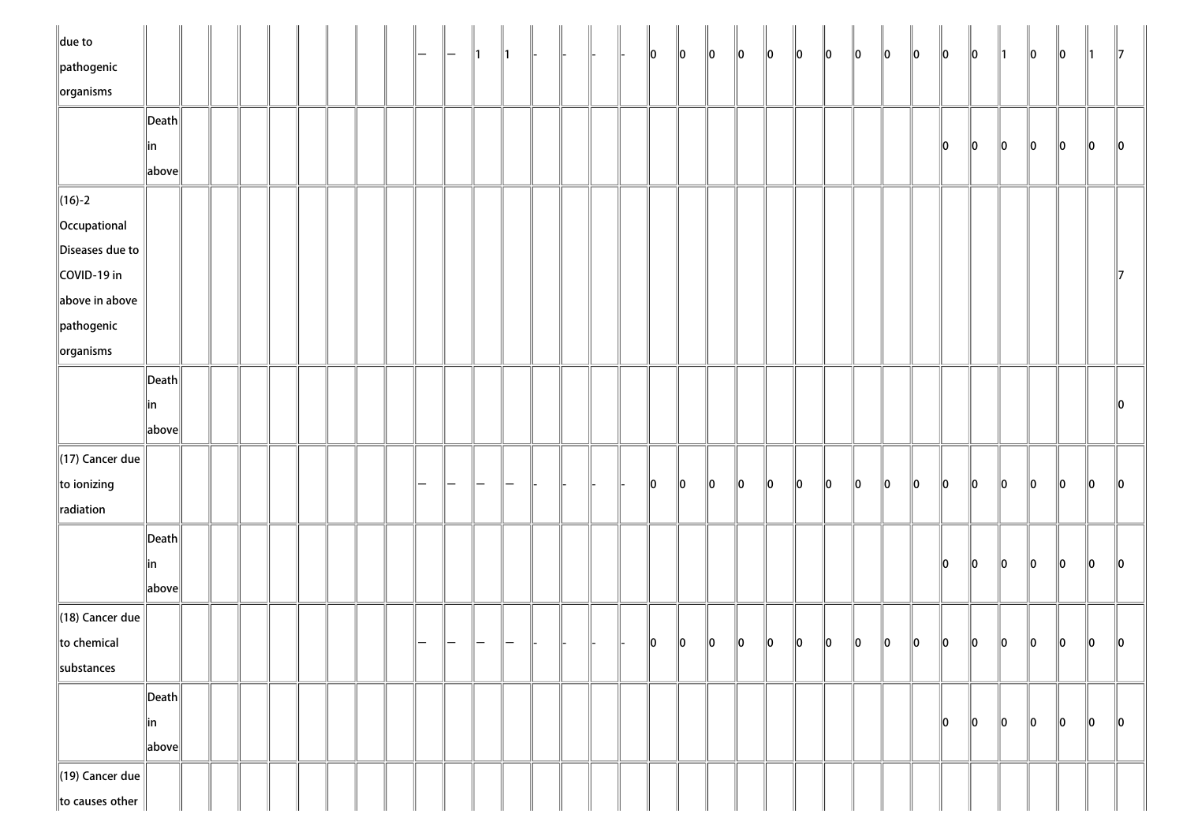| | | | | | | | | | | | | | | | | | | | | | | | | | | | | | | | | | |
|---|---|---|---|---|---|---|---|---|---|---|---|---|---|---|---|---|---|---|---|---|---|---|---|---|---|---|---|---|---|---|---|---|---|
| due to pathogenic organisms | | | | | | | | | — | — | 1 | 1 | - | - | - | - | 0 | 0 | 0 | 0 | 0 | 0 | 0 | 0 | 0 | 0 | 0 | 0 | 1 | 0 | 0 | 1 | 7 |
| | Death in above | | | | | | | | | | | | | | | | | | | | | | | | | | 0 | 0 | 0 | 0 | 0 | 0 | 0 |
| (16)-2 Occupational Diseases due to COVID-19 in above in above pathogenic organisms | | | | | | | | | | | | | | | | | | | | | | | | | | | | | | | | | 7 |
| | Death in above | | | | | | | | | | | | | | | | | | | | | | | | | | | | | | | | 0 |
| (17) Cancer due to ionizing radiation | | | | | | | | | — | — | — | — | - | - | - | - | 0 | 0 | 0 | 0 | 0 | 0 | 0 | 0 | 0 | 0 | 0 | 0 | 0 | 0 | 0 | 0 | 0 |
| | Death in above | | | | | | | | | | | | | | | | | | | | | | | | | | 0 | 0 | 0 | 0 | 0 | 0 | 0 |
| (18) Cancer due to chemical substances | | | | | | | | | — | — | — | — | - | - | - | - | 0 | 0 | 0 | 0 | 0 | 0 | 0 | 0 | 0 | 0 | 0 | 0 | 0 | 0 | 0 | 0 | 0 |
| | Death in above | | | | | | | | | | | | | | | | | | | | | | | | | | 0 | 0 | 0 | 0 | 0 | 0 | 0 |
| (19) Cancer due to causes other | | | | | | | | | | | | | | | | | | | | | | | | | | | | | | | | | |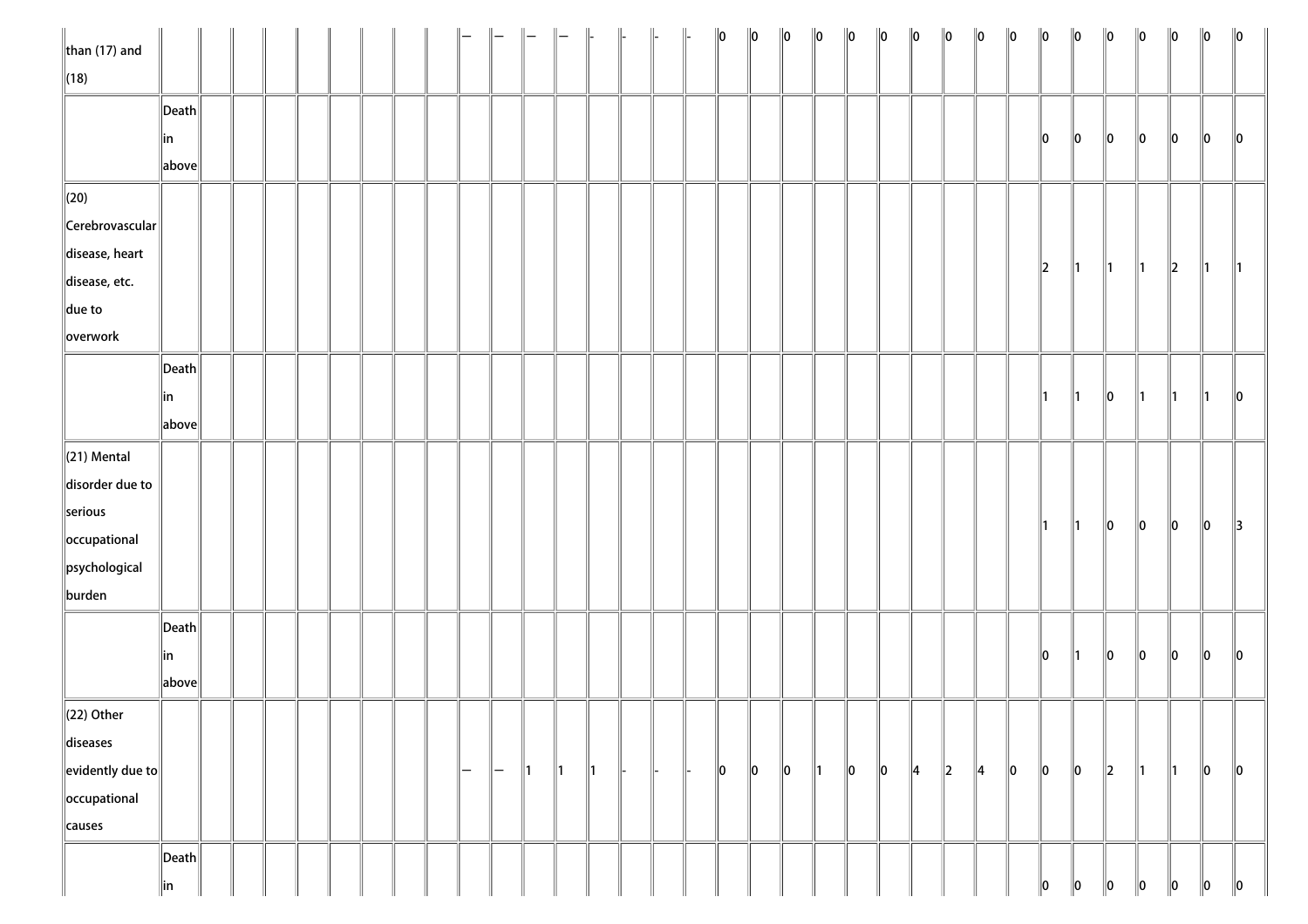| | | | | | | | | | | | | | | | | | | | | | | | | | | | | | | | | | | |
|---|---|---|---|---|---|---|---|---|---|---|---|---|---|---|---|---|---|---|---|---|---|---|---|---|---|---|---|---|---|---|---|---|---|---|
| than (17) and (18) | | | | | | | | | | — | — | — | — | - | - | - | - | 0 | 0 | 0 | 0 | 0 | 0 | 0 | 0 | 0 | 0 | 0 | 0 | 0 | 0 | 0 | 0 | 0 |
| | Death in above | | | | | | | | | | | | | | | | | | | | | | | | | | | 0 | 0 | 0 | 0 | 0 | 0 | 0 |
| (20) Cerebrovascular disease, heart disease, etc. due to overwork | | | | | | | | | | | | | | | | | | | | | | | | | | | | 2 | 1 | 1 | 1 | 2 | 1 | 1 |
| | Death in above | | | | | | | | | | | | | | | | | | | | | | | | | | | 1 | 1 | 0 | 1 | 1 | 1 | 0 |
| (21) Mental disorder due to serious occupational psychological burden | | | | | | | | | | | | | | | | | | | | | | | | | | | | 1 | 1 | 0 | 0 | 0 | 0 | 3 |
| | Death in above | | | | | | | | | | | | | | | | | | | | | | | | | | | 0 | 1 | 0 | 0 | 0 | 0 | 0 |
| (22) Other diseases evidently due to occupational causes | | | | | | | | | | — | — | 1 | 1 | 1 | - | - | - | 0 | 0 | 0 | 1 | 0 | 0 | 4 | 2 | 4 | 0 | 0 | 0 | 2 | 1 | 1 | 0 | 0 |
| | Death in | | | | | | | | | | | | | | | | | | | | | | | | | | | 0 | 0 | 0 | 0 | 0 | 0 | 0 |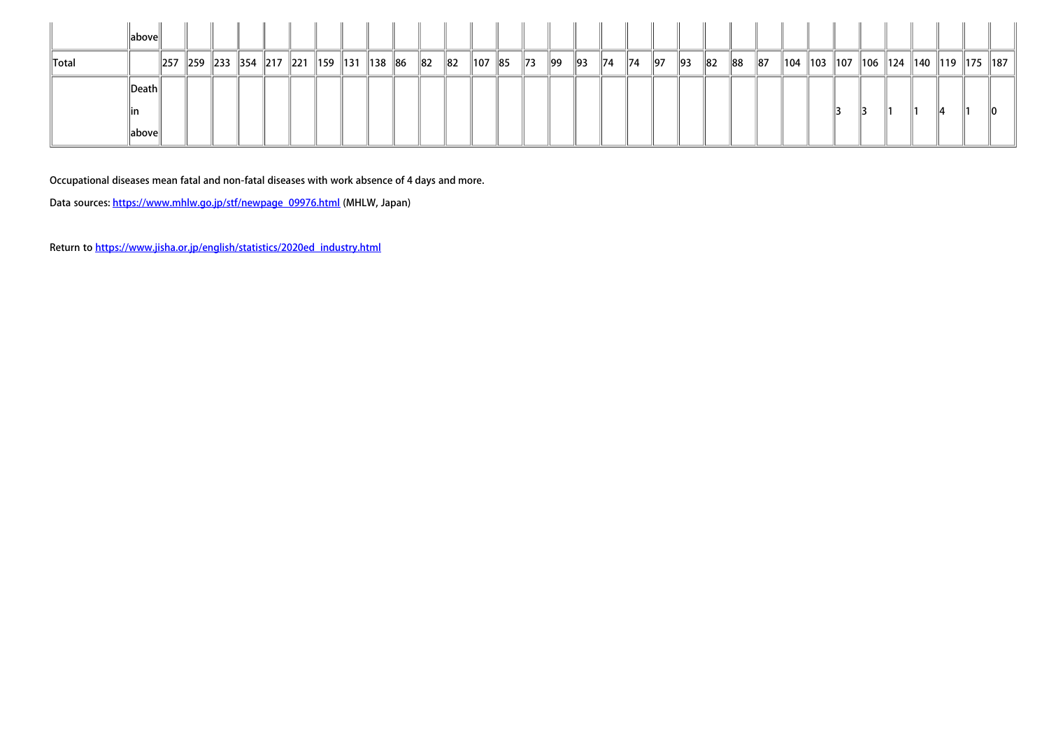| | | | | | | | | | | | | | | | | | | | | | | | | | | | | | | | | | | |
|---|---|---|---|---|---|---|---|---|---|---|---|---|---|---|---|---|---|---|---|---|---|---|---|---|---|---|---|---|---|---|---|---|---|---|
| | above | | | | | | | | | | | | | | | | | | | | | | | | | | | | | | | | | |
| Total | | 257 | 259 | 233 | 354 | 217 | 221 | 159 | 131 | 138 | 86 | 82 | 82 | 107 | 85 | 73 | 99 | 93 | 74 | 74 | 97 | 93 | 82 | 88 | 87 | 104 | 103 | 107 | 106 | 124 | 140 | 119 | 175 | 187 |
| | Death in above | | | | | | | | | | | | | | | | | | | | | | | | | | | 3 | 3 | 1 | 1 | 4 | 1 | 0 |

Occupational diseases mean fatal and non-fatal diseases with work absence of 4 days and more.

Data sources: https://www.mhlw.go.jp/stf/newpage_09976.html (MHLW, Japan)

Return to https://www.jisha.or.jp/english/statistics/2020ed_industry.html